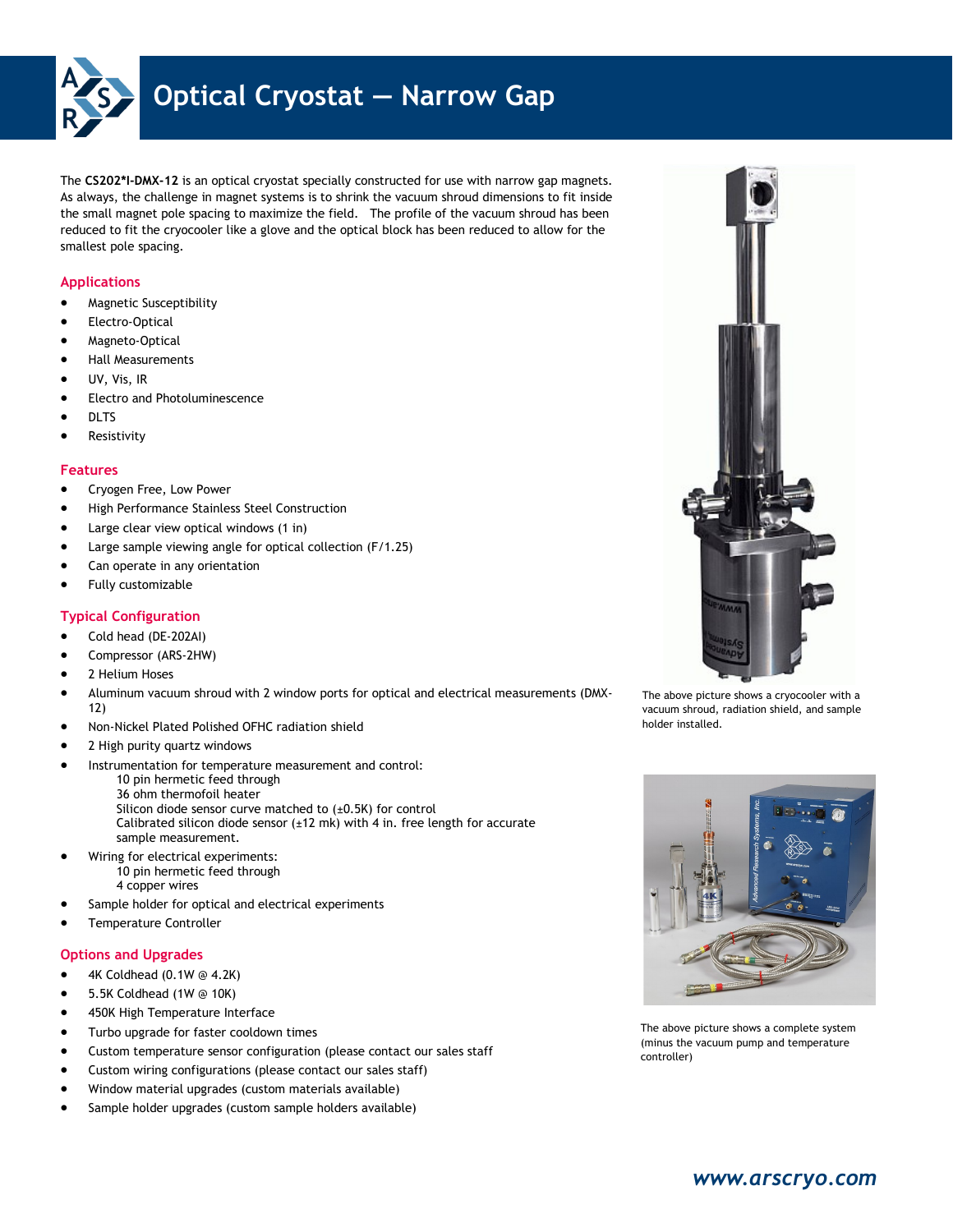# Optical Cryostat — Narrow Gap

The **CS202*I-DMX-12** is an optical cryostat specially constructed for use with narrow gap magnets. As always, the challenge in magnet systems is to shrink the vacuum shroud dimensions to fit inside the small magnet pole spacing to maximize the field. The profile of the vacuum shroud has been reduced to fit the cryocooler like a glove and the optical block has been reduced to allow for the smallest pole spacing.

## Applications

- Magnetic Susceptibility
- Electro-Optical
- Magneto-Optical
- Hall Measurements
- UV, Vis, IR
- Electro and Photoluminescence
- DLTS
- Resistivity

## Features

- Cryogen Free, Low Power
- High Performance Stainless Steel Construction
- Large clear view optical windows (1 in)
- Large sample viewing angle for optical collection (F/1.25)
- Can operate in any orientation
- Fully customizable

## Typical Configuration

- Cold head (DE-202AI)
- Compressor (ARS-2HW)
- 2 Helium Hoses
- Aluminum vacuum shroud with 2 window ports for optical and electrical measurements (DMX-12)
- Non-Nickel Plated Polished OFHC radiation shield
- 2 High purity quartz windows
- Instrumentation for temperature measurement and control:
  - 10 pin hermetic feed through
  - 36 ohm thermofoil heater
  - Silicon diode sensor curve matched to (±0.5K) for control
  - Calibrated silicon diode sensor (±12 mk) with 4 in. free length for accurate sample measurement.
- Wiring for electrical experiments:
  - 10 pin hermetic feed through
  - 4 copper wires
- Sample holder for optical and electrical experiments
- Temperature Controller

## Options and Upgrades

- 4K Coldhead (0.1W @ 4.2K)
- 5.5K Coldhead (1W @ 10K)
- 450K High Temperature Interface
- Turbo upgrade for faster cooldown times
- Custom temperature sensor configuration (please contact our sales staff
- Custom wiring configurations (please contact our sales staff)
- Window material upgrades (custom materials available)
- Sample holder upgrades (custom sample holders available)

The above picture shows a cryocooler with a vacuum shroud, radiation shield, and sample holder installed.

The above picture shows a complete system (minus the vacuum pump and temperature controller)

*www.arscryo.com*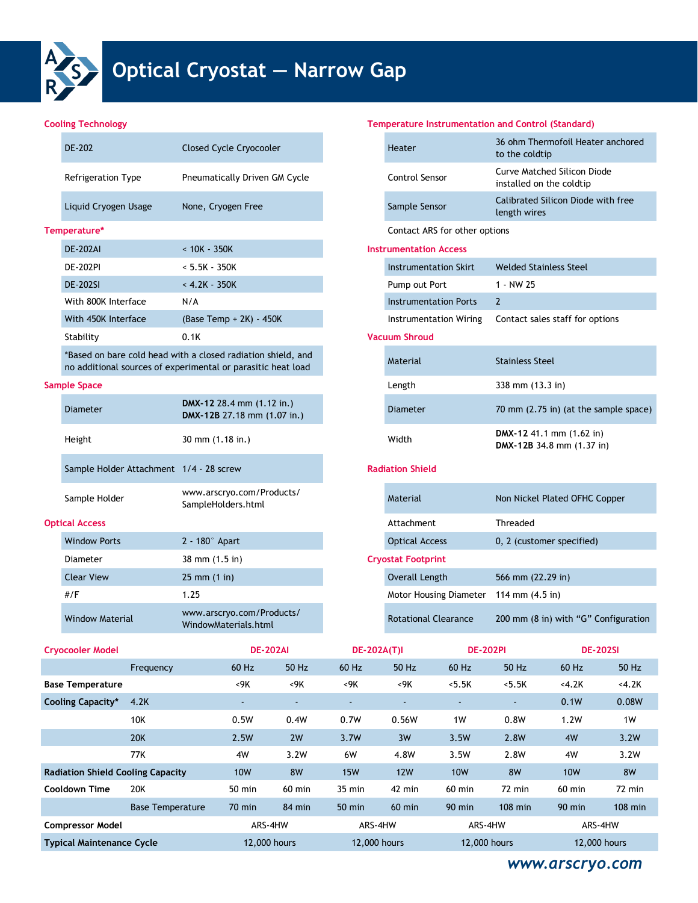# Optical Cryostat — Narrow Gap

## Cooling Technology

| | |
|---|---|
| DE-202 | Closed Cycle Cryocooler |
| Refrigeration Type | Pneumatically Driven GM Cycle |
| Liquid Cryogen Usage | None, Cryogen Free |

## Temperature*

| | |
|---|---|
| DE-202AI | < 10K - 350K |
| DE-202PI | < 5.5K - 350K |
| DE-202SI | < 4.2K - 350K |
| With 800K Interface | N/A |
| With 450K Interface | (Base Temp + 2K) - 450K |
| Stability | 0.1K |

*Based on bare cold head with a closed radiation shield, and no additional sources of experimental or parasitic heat load

## Sample Space

| | |
|---|---|
| Diameter | **DMX-12** 28.4 mm (1.12 in.)<br>**DMX-12B** 27.18 mm (1.07 in.) |
| Height | 30 mm (1.18 in.) |
| Sample Holder Attachment | 1/4 - 28 screw |
| Sample Holder | www.arscryo.com/Products/SampleHolders.html |

## Optical Access

| | |
|---|---|
| Window Ports | 2 - 180° Apart |
| Diameter | 38 mm (1.5 in) |
| Clear View | 25 mm (1 in) |
| #/F | 1.25 |
| Window Material | www.arscryo.com/Products/WindowMaterials.html |

## Temperature Instrumentation and Control (Standard)

| | |
|---|---|
| Heater | 36 ohm Thermofoil Heater anchored to the coldtip |
| Control Sensor | Curve Matched Silicon Diode installed on the coldtip |
| Sample Sensor | Calibrated Silicon Diode with free length wires |

Contact ARS for other options

## Instrumentation Access

| | |
|---|---|
| Instrumentation Skirt | Welded Stainless Steel |
| Pump out Port | 1 - NW 25 |
| Instrumentation Ports | 2 |
| Instrumentation Wiring | Contact sales staff for options |

## Vacuum Shroud

| | |
|---|---|
| Material | Stainless Steel |
| Length | 338 mm (13.3 in) |
| Diameter | 70 mm (2.75 in) (at the sample space) |
| Width | **DMX-12** 41.1 mm (1.62 in)<br>**DMX-12B** 34.8 mm (1.37 in) |

## Radiation Shield

| | |
|---|---|
| Material | Non Nickel Plated OFHC Copper |
| Attachment | Threaded |
| Optical Access | 0, 2 (customer specified) |

## Cryostat Footprint

| | |
|---|---|
| Overall Length | 566 mm (22.29 in) |
| Motor Housing Diameter | 114 mm (4.5 in) |
| Rotational Clearance | 200 mm (8 in) with "G" Configuration |

## Cryocooler Model

| Cryocooler Model | | DE-202AI | | DE-202A(T)I | | DE-202PI | | DE-202SI | |
|---|---|---|---|---|---|---|---|---|---|
| | Frequency | 60 Hz | 50 Hz | 60 Hz | 50 Hz | 60 Hz | 50 Hz | 60 Hz | 50 Hz |
| **Base Temperature** | | <9K | <9K | <9K | <9K | <5.5K | <5.5K | <4.2K | <4.2K |
| **Cooling Capacity*** | 4.2K | - | - | - | - | - | - | 0.1W | 0.08W |
| | 10K | 0.5W | 0.4W | 0.7W | 0.56W | 1W | 0.8W | 1.2W | 1W |
| | 20K | 2.5W | 2W | 3.7W | 3W | 3.5W | 2.8W | 4W | 3.2W |
| | 77K | 4W | 3.2W | 6W | 4.8W | 3.5W | 2.8W | 4W | 3.2W |
| **Radiation Shield Cooling Capacity** | | 10W | 8W | 15W | 12W | 10W | 8W | 10W | 8W |
| **Cooldown Time** | 20K | 50 min | 60 min | 35 min | 42 min | 60 min | 72 min | 60 min | 72 min |
| | Base Temperature | 70 min | 84 min | 50 min | 60 min | 90 min | 108 min | 90 min | 108 min |
| **Compressor Model** | | ARS-4HW | | ARS-4HW | | ARS-4HW | | ARS-4HW | |
| **Typical Maintenance Cycle** | | 12,000 hours | | 12,000 hours | | 12,000 hours | | 12,000 hours | |

*www.arscryo.com*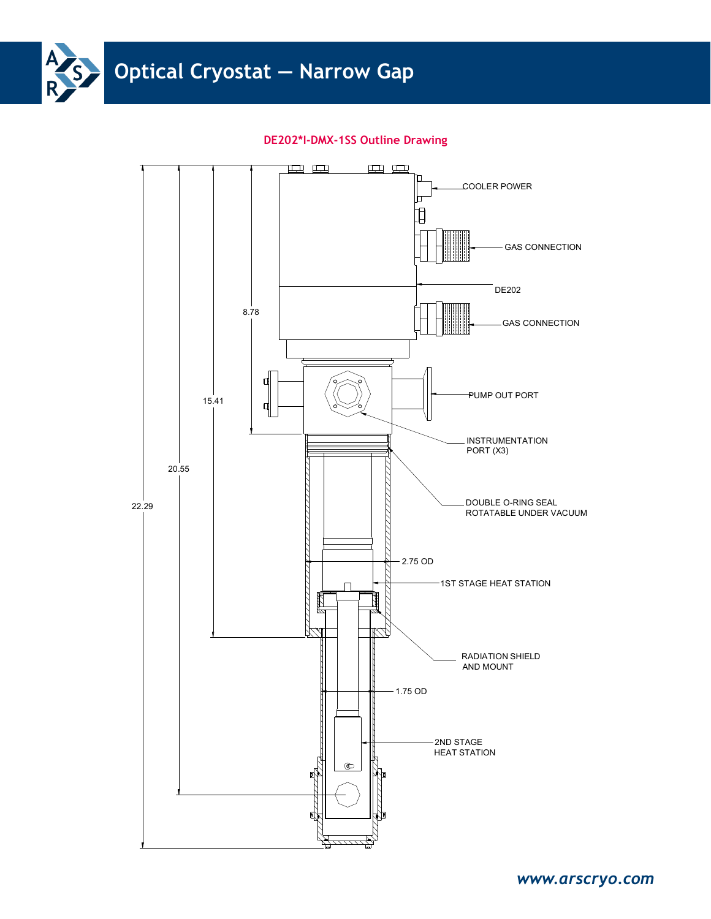# Optical Cryostat — Narrow Gap

## DE202*I-DMX-1SS Outline Drawing

COOLER POWER

GAS CONNECTION

DE202

GAS CONNECTION

PUMP OUT PORT

INSTRUMENTATION PORT (X3)

DOUBLE O-RING SEAL ROTATABLE UNDER VACUUM

2.75 OD

1ST STAGE HEAT STATION

RADIATION SHIELD AND MOUNT

1.75 OD

2ND STAGE HEAT STATION

8.78

15.41

20.55

22.29

*www.arscryo.com*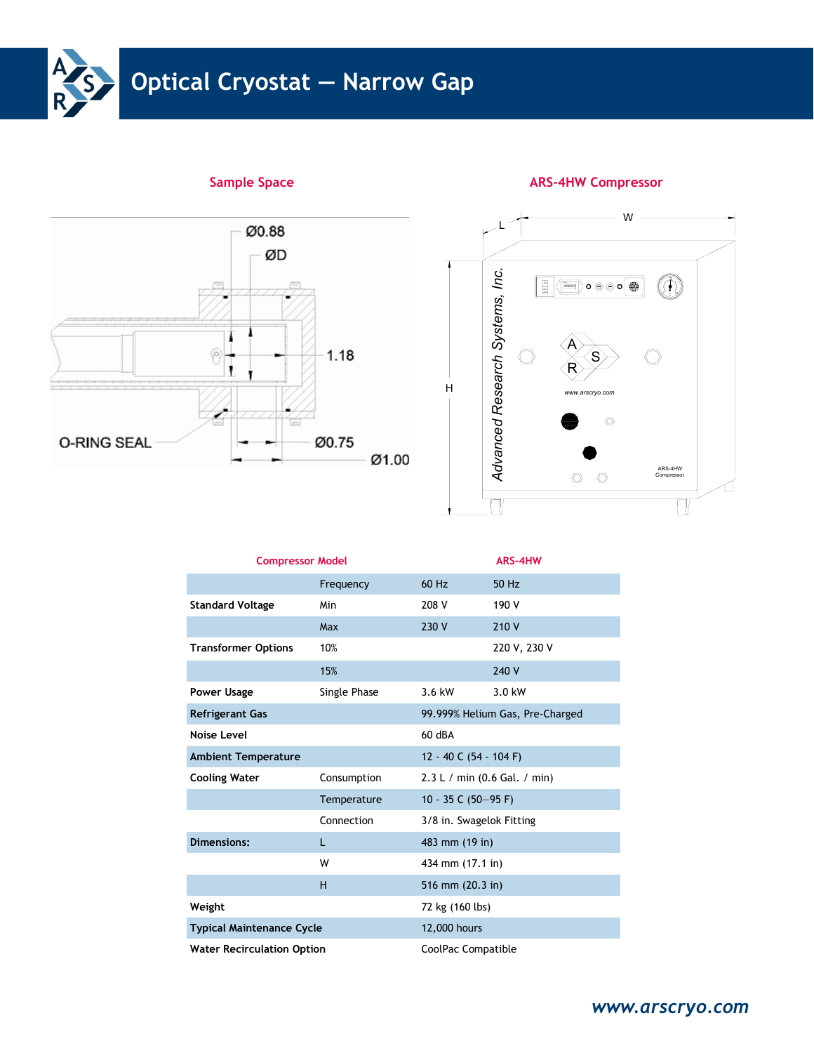# Optical Cryostat — Narrow Gap

## Sample Space

Ø0.88

ØD

1.18

O-RING SEAL

Ø0.75

Ø1.00

## ARS-4HW Compressor

L

W

H

Advanced Research Systems, Inc.

www.arscryo.com

ARS-4HW Compressor

| Compressor Model | | ARS-4HW | |
|---|---|---|---|
| | Frequency | 60 Hz | 50 Hz |
| **Standard Voltage** | Min | 208 V | 190 V |
| | Max | 230 V | 210 V |
| **Transformer Options** | 10% | | 220 V, 230 V |
| | 15% | | 240 V |
| **Power Usage** | Single Phase | 3.6 kW | 3.0 kW |
| **Refrigerant Gas** | | 99.999% Helium Gas, Pre-Charged | |
| **Noise Level** | | 60 dBA | |
| **Ambient Temperature** | | 12 - 40 C (54 - 104 F) | |
| **Cooling Water** | Consumption | 2.3 L / min (0.6 Gal. / min) | |
| | Temperature | 10 - 35 C (50—95 F) | |
| | Connection | 3/8 in. Swagelok Fitting | |
| **Dimensions:** | L | 483 mm (19 in) | |
| | W | 434 mm (17.1 in) | |
| | H | 516 mm (20.3 in) | |
| **Weight** | | 72 kg (160 lbs) | |
| **Typical Maintenance Cycle** | | 12,000 hours | |
| **Water Recirculation Option** | | CoolPac Compatible | |

*www.arscryo.com*